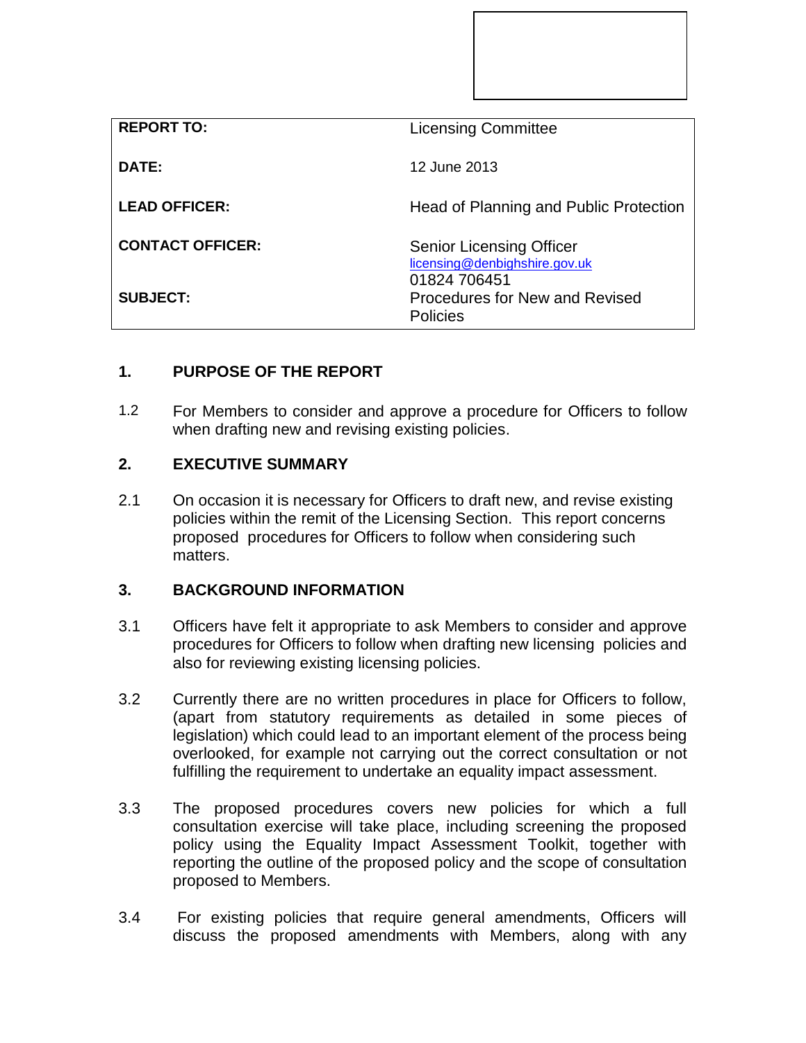| | |
|---|---|
| **REPORT TO:** | Licensing Committee |
| **DATE:** | 12 June 2013 |
| **LEAD OFFICER:** | Head of Planning and Public Protection |
| **CONTACT OFFICER:** | Senior Licensing Officer<br>licensing@denbighshire.gov.uk<br>01824 706451 |
| **SUBJECT:** | Procedures for New and Revised Policies |

## 1. PURPOSE OF THE REPORT

1.2 For Members to consider and approve a procedure for Officers to follow when drafting new and revising existing policies.

## 2. EXECUTIVE SUMMARY

2.1 On occasion it is necessary for Officers to draft new, and revise existing policies within the remit of the Licensing Section. This report concerns proposed procedures for Officers to follow when considering such matters.

## 3. BACKGROUND INFORMATION

3.1 Officers have felt it appropriate to ask Members to consider and approve procedures for Officers to follow when drafting new licensing policies and also for reviewing existing licensing policies.

3.2 Currently there are no written procedures in place for Officers to follow, (apart from statutory requirements as detailed in some pieces of legislation) which could lead to an important element of the process being overlooked, for example not carrying out the correct consultation or not fulfilling the requirement to undertake an equality impact assessment.

3.3 The proposed procedures covers new policies for which a full consultation exercise will take place, including screening the proposed policy using the Equality Impact Assessment Toolkit, together with reporting the outline of the proposed policy and the scope of consultation proposed to Members.

3.4 For existing policies that require general amendments, Officers will discuss the proposed amendments with Members, along with any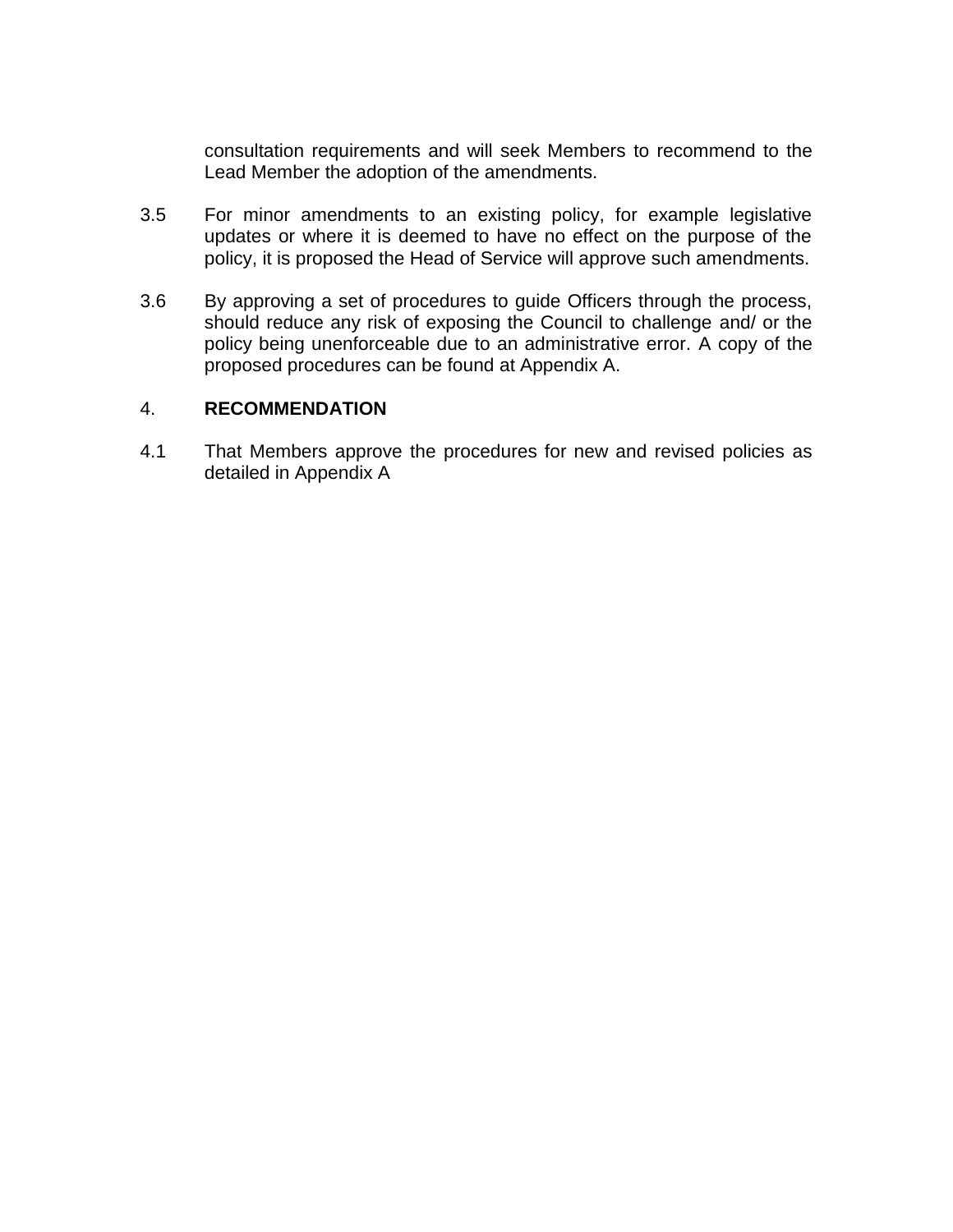consultation requirements and will seek Members to recommend to the Lead Member the adoption of the amendments.

3.5 For minor amendments to an existing policy, for example legislative updates or where it is deemed to have no effect on the purpose of the policy, it is proposed the Head of Service will approve such amendments.

3.6 By approving a set of procedures to guide Officers through the process, should reduce any risk of exposing the Council to challenge and/ or the policy being unenforceable due to an administrative error. A copy of the proposed procedures can be found at Appendix A.

## 4. RECOMMENDATION

4.1 That Members approve the procedures for new and revised policies as detailed in Appendix A